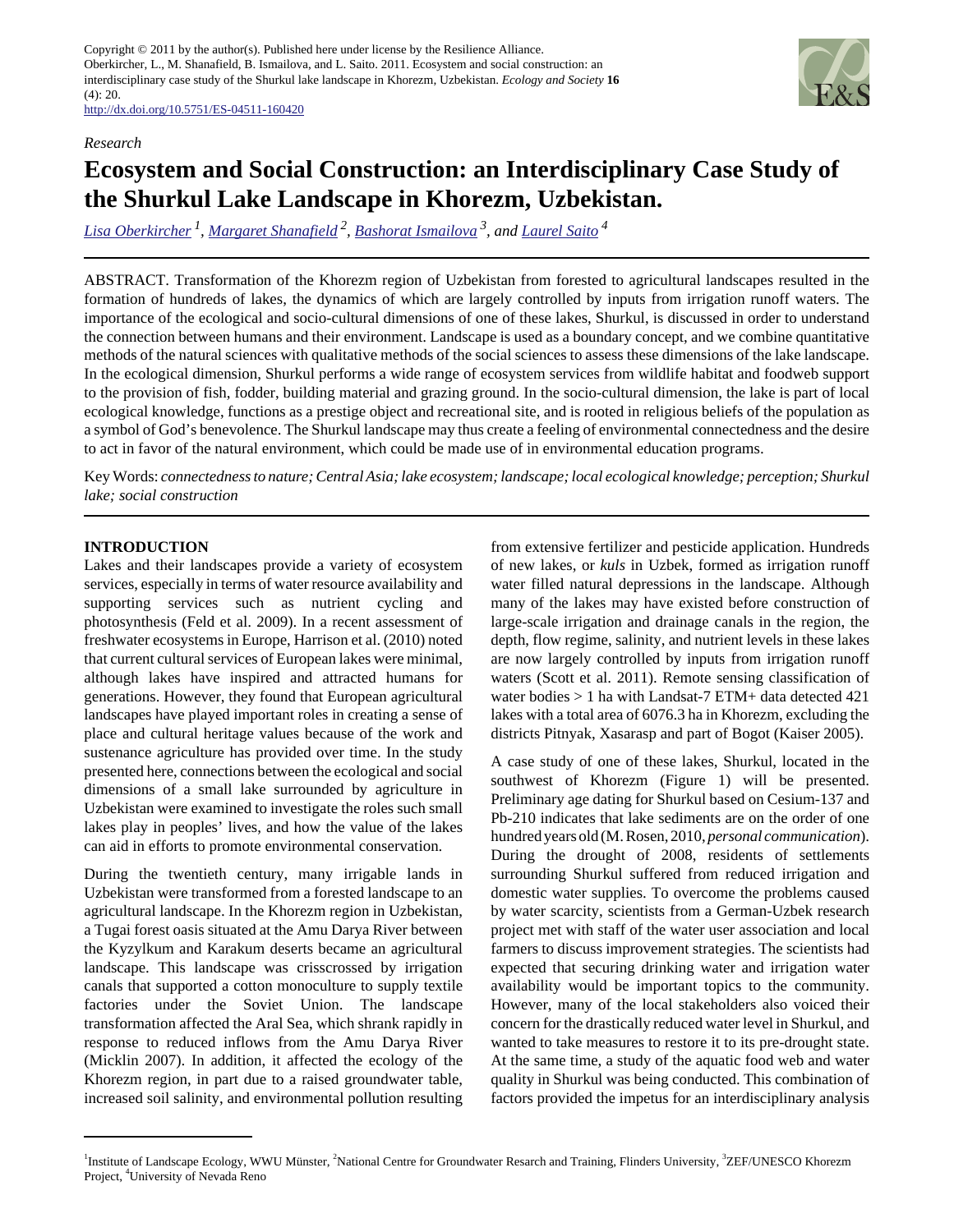Copyright © 2011 by the author(s). Published here under license by the Resilience Alliance.
Oberkircher, L., M. Shanafield, B. Ismailova, and L. Saito. 2011. Ecosystem and social construction: an interdisciplinary case study of the Shurkul lake landscape in Khorezm, Uzbekistan. *Ecology and Society* **16** (4): 20.
http://dx.doi.org/10.5751/ES-04511-160420

*Research*

# Ecosystem and Social Construction: an Interdisciplinary Case Study of the Shurkul Lake Landscape in Khorezm, Uzbekistan.

Lisa Oberkircher [1], Margaret Shanafield [2], Bashorat Ismailova [3], and Laurel Saito [4]

ABSTRACT. Transformation of the Khorezm region of Uzbekistan from forested to agricultural landscapes resulted in the formation of hundreds of lakes, the dynamics of which are largely controlled by inputs from irrigation runoff waters. The importance of the ecological and socio-cultural dimensions of one of these lakes, Shurkul, is discussed in order to understand the connection between humans and their environment. Landscape is used as a boundary concept, and we combine quantitative methods of the natural sciences with qualitative methods of the social sciences to assess these dimensions of the lake landscape. In the ecological dimension, Shurkul performs a wide range of ecosystem services from wildlife habitat and foodweb support to the provision of fish, fodder, building material and grazing ground. In the socio-cultural dimension, the lake is part of local ecological knowledge, functions as a prestige object and recreational site, and is rooted in religious beliefs of the population as a symbol of God's benevolence. The Shurkul landscape may thus create a feeling of environmental connectedness and the desire to act in favor of the natural environment, which could be made use of in environmental education programs.

Key Words: *connectedness to nature; Central Asia; lake ecosystem; landscape; local ecological knowledge; perception; Shurkul lake; social construction*

## INTRODUCTION

Lakes and their landscapes provide a variety of ecosystem services, especially in terms of water resource availability and supporting services such as nutrient cycling and photosynthesis (Feld et al. 2009). In a recent assessment of freshwater ecosystems in Europe, Harrison et al. (2010) noted that current cultural services of European lakes were minimal, although lakes have inspired and attracted humans for generations. However, they found that European agricultural landscapes have played important roles in creating a sense of place and cultural heritage values because of the work and sustenance agriculture has provided over time. In the study presented here, connections between the ecological and social dimensions of a small lake surrounded by agriculture in Uzbekistan were examined to investigate the roles such small lakes play in peoples' lives, and how the value of the lakes can aid in efforts to promote environmental conservation.

During the twentieth century, many irrigable lands in Uzbekistan were transformed from a forested landscape to an agricultural landscape. In the Khorezm region in Uzbekistan, a Tugai forest oasis situated at the Amu Darya River between the Kyzylkum and Karakum deserts became an agricultural landscape. This landscape was crisscrossed by irrigation canals that supported a cotton monoculture to supply textile factories under the Soviet Union. The landscape transformation affected the Aral Sea, which shrank rapidly in response to reduced inflows from the Amu Darya River (Micklin 2007). In addition, it affected the ecology of the Khorezm region, in part due to a raised groundwater table, increased soil salinity, and environmental pollution resulting from extensive fertilizer and pesticide application. Hundreds of new lakes, or *kuls* in Uzbek, formed as irrigation runoff water filled natural depressions in the landscape. Although many of the lakes may have existed before construction of large-scale irrigation and drainage canals in the region, the depth, flow regime, salinity, and nutrient levels in these lakes are now largely controlled by inputs from irrigation runoff waters (Scott et al. 2011). Remote sensing classification of water bodies > 1 ha with Landsat-7 ETM+ data detected 421 lakes with a total area of 6076.3 ha in Khorezm, excluding the districts Pitnyak, Xasarasp and part of Bogot (Kaiser 2005).

A case study of one of these lakes, Shurkul, located in the southwest of Khorezm (Figure 1) will be presented. Preliminary age dating for Shurkul based on Cesium-137 and Pb-210 indicates that lake sediments are on the order of one hundred years old (M. Rosen, 2010, *personal communication*). During the drought of 2008, residents of settlements surrounding Shurkul suffered from reduced irrigation and domestic water supplies. To overcome the problems caused by water scarcity, scientists from a German-Uzbek research project met with staff of the water user association and local farmers to discuss improvement strategies. The scientists had expected that securing drinking water and irrigation water availability would be important topics to the community. However, many of the local stakeholders also voiced their concern for the drastically reduced water level in Shurkul, and wanted to take measures to restore it to its pre-drought state. At the same time, a study of the aquatic food web and water quality in Shurkul was being conducted. This combination of factors provided the impetus for an interdisciplinary analysis

[1]Institute of Landscape Ecology, WWU Münster, [2]National Centre for Groundwater Resarch and Training, Flinders University, [3]ZEF/UNESCO Khorezm Project, [4]University of Nevada Reno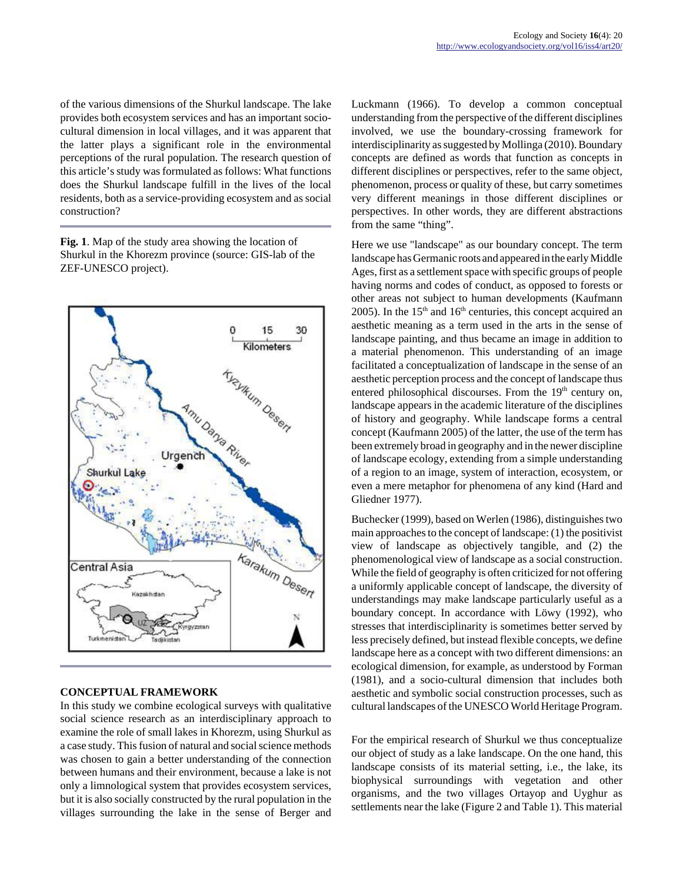of the various dimensions of the Shurkul landscape. The lake provides both ecosystem services and has an important socio-cultural dimension in local villages, and it was apparent that the latter plays a significant role in the environmental perceptions of the rural population. The research question of this article's study was formulated as follows: What functions does the Shurkul landscape fulfill in the lives of the local residents, both as a service-providing ecosystem and as social construction?

**Fig. 1**. Map of the study area showing the location of Shurkul in the Khorezm province (source: GIS-lab of the ZEF-UNESCO project).

## CONCEPTUAL FRAMEWORK

In this study we combine ecological surveys with qualitative social science research as an interdisciplinary approach to examine the role of small lakes in Khorezm, using Shurkul as a case study. This fusion of natural and social science methods was chosen to gain a better understanding of the connection between humans and their environment, because a lake is not only a limnological system that provides ecosystem services, but it is also socially constructed by the rural population in the villages surrounding the lake in the sense of Berger and Luckmann (1966). To develop a common conceptual understanding from the perspective of the different disciplines involved, we use the boundary-crossing framework for interdisciplinarity as suggested by Mollinga (2010). Boundary concepts are defined as words that function as concepts in different disciplines or perspectives, refer to the same object, phenomenon, process or quality of these, but carry sometimes very different meanings in those different disciplines or perspectives. In other words, they are different abstractions from the same "thing".

Here we use "landscape" as our boundary concept. The term landscape has Germanic roots and appeared in the early Middle Ages, first as a settlement space with specific groups of people having norms and codes of conduct, as opposed to forests or other areas not subject to human developments (Kaufmann 2005). In the 15th and 16th centuries, this concept acquired an aesthetic meaning as a term used in the arts in the sense of landscape painting, and thus became an image in addition to a material phenomenon. This understanding of an image facilitated a conceptualization of landscape in the sense of an aesthetic perception process and the concept of landscape thus entered philosophical discourses. From the 19th century on, landscape appears in the academic literature of the disciplines of history and geography. While landscape forms a central concept (Kaufmann 2005) of the latter, the use of the term has been extremely broad in geography and in the newer discipline of landscape ecology, extending from a simple understanding of a region to an image, system of interaction, ecosystem, or even a mere metaphor for phenomena of any kind (Hard and Gliedner 1977).

Buchecker (1999), based on Werlen (1986), distinguishes two main approaches to the concept of landscape: (1) the positivist view of landscape as objectively tangible, and (2) the phenomenological view of landscape as a social construction. While the field of geography is often criticized for not offering a uniformly applicable concept of landscape, the diversity of understandings may make landscape particularly useful as a boundary concept. In accordance with Löwy (1992), who stresses that interdisciplinarity is sometimes better served by less precisely defined, but instead flexible concepts, we define landscape here as a concept with two different dimensions: an ecological dimension, for example, as understood by Forman (1981), and a socio-cultural dimension that includes both aesthetic and symbolic social construction processes, such as cultural landscapes of the UNESCO World Heritage Program.

For the empirical research of Shurkul we thus conceptualize our object of study as a lake landscape. On the one hand, this landscape consists of its material setting, i.e., the lake, its biophysical surroundings with vegetation and other organisms, and the two villages Ortayop and Uyghur as settlements near the lake (Figure 2 and Table 1). This material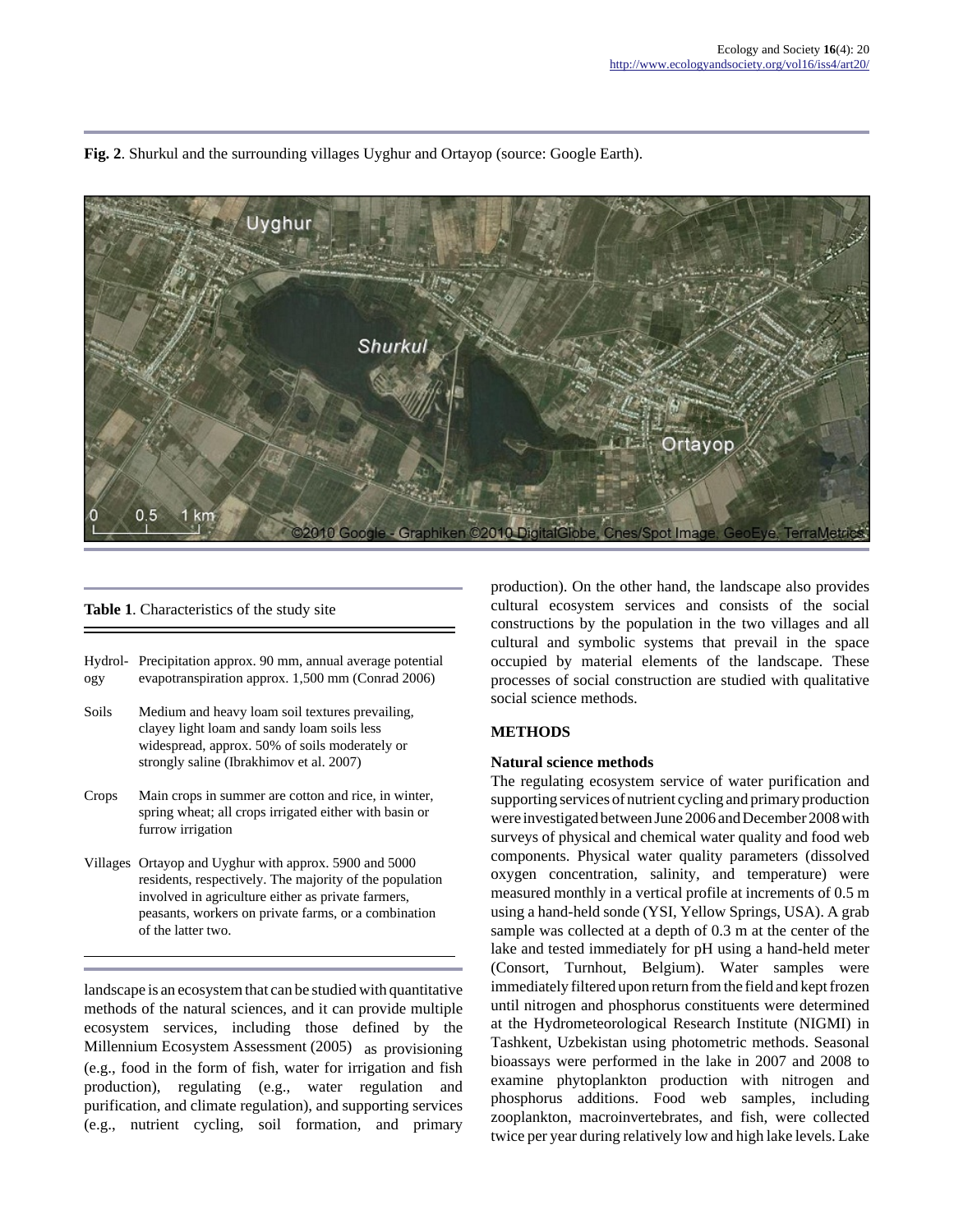**Fig. 2**. Shurkul and the surrounding villages Uyghur and Ortayop (source: Google Earth).

**Table 1**. Characteristics of the study site

| | |
|---|---|
| Hydrology | Precipitation approx. 90 mm, annual average potential evapotranspiration approx. 1,500 mm (Conrad 2006) |
| Soils | Medium and heavy loam soil textures prevailing, clayey light loam and sandy loam soils less widespread, approx. 50% of soils moderately or strongly saline (Ibrakhimov et al. 2007) |
| Crops | Main crops in summer are cotton and rice, in winter, spring wheat; all crops irrigated either with basin or furrow irrigation |
| Villages | Ortayop and Uyghur with approx. 5900 and 5000 residents, respectively. The majority of the population involved in agriculture either as private farmers, peasants, workers on private farms, or a combination of the latter two. |

landscape is an ecosystem that can be studied with quantitative methods of the natural sciences, and it can provide multiple ecosystem services, including those defined by the Millennium Ecosystem Assessment (2005) as provisioning (e.g., food in the form of fish, water for irrigation and fish production), regulating (e.g., water regulation and purification, and climate regulation), and supporting services (e.g., nutrient cycling, soil formation, and primary production). On the other hand, the landscape also provides cultural ecosystem services and consists of the social constructions by the population in the two villages and all cultural and symbolic systems that prevail in the space occupied by material elements of the landscape. These processes of social construction are studied with qualitative social science methods.

## METHODS

### Natural science methods

The regulating ecosystem service of water purification and supporting services of nutrient cycling and primary production were investigated between June 2006 and December 2008 with surveys of physical and chemical water quality and food web components. Physical water quality parameters (dissolved oxygen concentration, salinity, and temperature) were measured monthly in a vertical profile at increments of 0.5 m using a hand-held sonde (YSI, Yellow Springs, USA). A grab sample was collected at a depth of 0.3 m at the center of the lake and tested immediately for pH using a hand-held meter (Consort, Turnhout, Belgium). Water samples were immediately filtered upon return from the field and kept frozen until nitrogen and phosphorus constituents were determined at the Hydrometeorological Research Institute (NIGMI) in Tashkent, Uzbekistan using photometric methods. Seasonal bioassays were performed in the lake in 2007 and 2008 to examine phytoplankton production with nitrogen and phosphorus additions. Food web samples, including zooplankton, macroinvertebrates, and fish, were collected twice per year during relatively low and high lake levels. Lake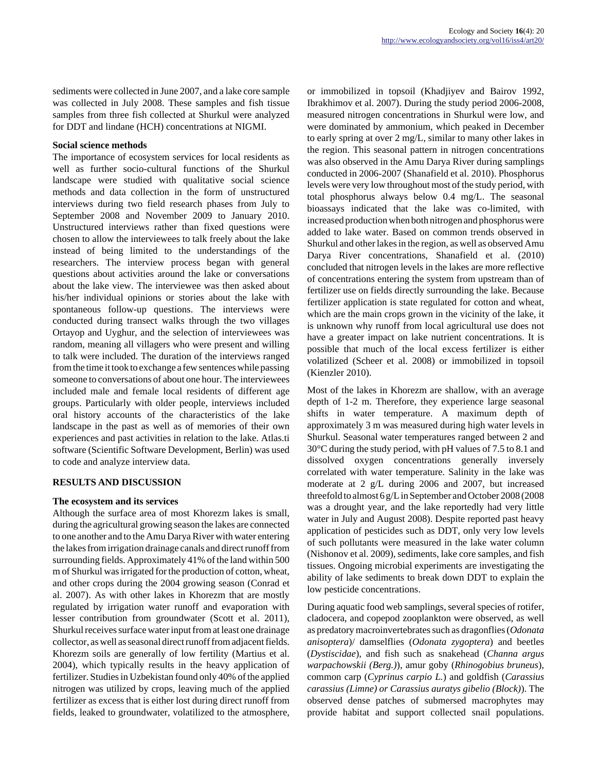sediments were collected in June 2007, and a lake core sample was collected in July 2008. These samples and fish tissue samples from three fish collected at Shurkul were analyzed for DDT and lindane (HCH) concentrations at NIGMI.

### Social science methods

The importance of ecosystem services for local residents as well as further socio-cultural functions of the Shurkul landscape were studied with qualitative social science methods and data collection in the form of unstructured interviews during two field research phases from July to September 2008 and November 2009 to January 2010. Unstructured interviews rather than fixed questions were chosen to allow the interviewees to talk freely about the lake instead of being limited to the understandings of the researchers. The interview process began with general questions about activities around the lake or conversations about the lake view. The interviewee was then asked about his/her individual opinions or stories about the lake with spontaneous follow-up questions. The interviews were conducted during transect walks through the two villages Ortayop and Uyghur, and the selection of interviewees was random, meaning all villagers who were present and willing to talk were included. The duration of the interviews ranged from the time it took to exchange a few sentences while passing someone to conversations of about one hour. The interviewees included male and female local residents of different age groups. Particularly with older people, interviews included oral history accounts of the characteristics of the lake landscape in the past as well as of memories of their own experiences and past activities in relation to the lake. Atlas.ti software (Scientific Software Development, Berlin) was used to code and analyze interview data.

## RESULTS AND DISCUSSION

### The ecosystem and its services

Although the surface area of most Khorezm lakes is small, during the agricultural growing season the lakes are connected to one another and to the Amu Darya River with water entering the lakes from irrigation drainage canals and direct runoff from surrounding fields. Approximately 41% of the land within 500 m of Shurkul was irrigated for the production of cotton, wheat, and other crops during the 2004 growing season (Conrad et al. 2007). As with other lakes in Khorezm that are mostly regulated by irrigation water runoff and evaporation with lesser contribution from groundwater (Scott et al. 2011), Shurkul receives surface water input from at least one drainage collector, as well as seasonal direct runoff from adjacent fields. Khorezm soils are generally of low fertility (Martius et al. 2004), which typically results in the heavy application of fertilizer. Studies in Uzbekistan found only 40% of the applied nitrogen was utilized by crops, leaving much of the applied fertilizer as excess that is either lost during direct runoff from fields, leaked to groundwater, volatilized to the atmosphere, or immobilized in topsoil (Khadjiyev and Bairov 1992, Ibrakhimov et al. 2007). During the study period 2006-2008, measured nitrogen concentrations in Shurkul were low, and were dominated by ammonium, which peaked in December to early spring at over 2 mg/L, similar to many other lakes in the region. This seasonal pattern in nitrogen concentrations was also observed in the Amu Darya River during samplings conducted in 2006-2007 (Shanafield et al. 2010). Phosphorus levels were very low throughout most of the study period, with total phosphorus always below 0.4 mg/L. The seasonal bioassays indicated that the lake was co-limited, with increased production when both nitrogen and phosphorus were added to lake water. Based on common trends observed in Shurkul and other lakes in the region, as well as observed Amu Darya River concentrations, Shanafield et al. (2010) concluded that nitrogen levels in the lakes are more reflective of concentrations entering the system from upstream than of fertilizer use on fields directly surrounding the lake. Because fertilizer application is state regulated for cotton and wheat, which are the main crops grown in the vicinity of the lake, it is unknown why runoff from local agricultural use does not have a greater impact on lake nutrient concentrations. It is possible that much of the local excess fertilizer is either volatilized (Scheer et al. 2008) or immobilized in topsoil (Kienzler 2010).

Most of the lakes in Khorezm are shallow, with an average depth of 1-2 m. Therefore, they experience large seasonal shifts in water temperature. A maximum depth of approximately 3 m was measured during high water levels in Shurkul. Seasonal water temperatures ranged between 2 and 30°C during the study period, with pH values of 7.5 to 8.1 and dissolved oxygen concentrations generally inversely correlated with water temperature. Salinity in the lake was moderate at 2 g/L during 2006 and 2007, but increased threefold to almost 6 g/L in September and October 2008 (2008 was a drought year, and the lake reportedly had very little water in July and August 2008). Despite reported past heavy application of pesticides such as DDT, only very low levels of such pollutants were measured in the lake water column (Nishonov et al. 2009), sediments, lake core samples, and fish tissues. Ongoing microbial experiments are investigating the ability of lake sediments to break down DDT to explain the low pesticide concentrations.

During aquatic food web samplings, several species of rotifer, cladocera, and copepod zooplankton were observed, as well as predatory macroinvertebrates such as dragonflies (*Odonata anisoptera*)/ damselflies (*Odonata zygoptera*) and beetles (*Dystiscidae*), and fish such as snakehead (*Channa argus warpachowskii (Berg.)*), amur goby (*Rhinogobius bruneus*), common carp (*Cyprinus carpio L.*) and goldfish (*Carassius carassius (Limne) or Carassius auratys gibelio (Block)*). The observed dense patches of submersed macrophytes may provide habitat and support collected snail populations.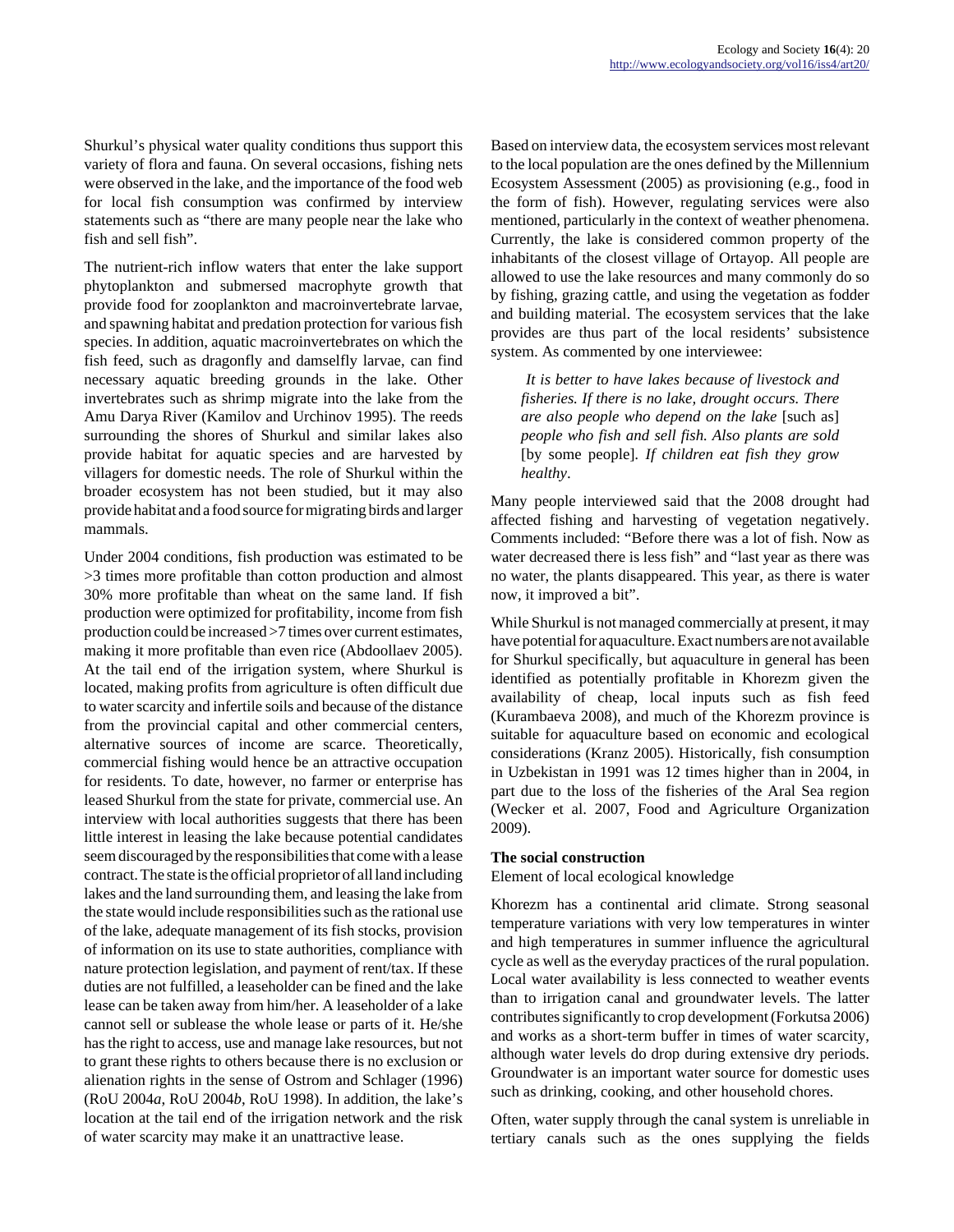Shurkul's physical water quality conditions thus support this variety of flora and fauna. On several occasions, fishing nets were observed in the lake, and the importance of the food web for local fish consumption was confirmed by interview statements such as "there are many people near the lake who fish and sell fish".

The nutrient-rich inflow waters that enter the lake support phytoplankton and submersed macrophyte growth that provide food for zooplankton and macroinvertebrate larvae, and spawning habitat and predation protection for various fish species. In addition, aquatic macroinvertebrates on which the fish feed, such as dragonfly and damselfly larvae, can find necessary aquatic breeding grounds in the lake. Other invertebrates such as shrimp migrate into the lake from the Amu Darya River (Kamilov and Urchinov 1995). The reeds surrounding the shores of Shurkul and similar lakes also provide habitat for aquatic species and are harvested by villagers for domestic needs. The role of Shurkul within the broader ecosystem has not been studied, but it may also provide habitat and a food source for migrating birds and larger mammals.

Under 2004 conditions, fish production was estimated to be >3 times more profitable than cotton production and almost 30% more profitable than wheat on the same land. If fish production were optimized for profitability, income from fish production could be increased >7 times over current estimates, making it more profitable than even rice (Abdoollaev 2005). At the tail end of the irrigation system, where Shurkul is located, making profits from agriculture is often difficult due to water scarcity and infertile soils and because of the distance from the provincial capital and other commercial centers, alternative sources of income are scarce. Theoretically, commercial fishing would hence be an attractive occupation for residents. To date, however, no farmer or enterprise has leased Shurkul from the state for private, commercial use. An interview with local authorities suggests that there has been little interest in leasing the lake because potential candidates seem discouraged by the responsibilities that come with a lease contract. The state is the official proprietor of all land including lakes and the land surrounding them, and leasing the lake from the state would include responsibilities such as the rational use of the lake, adequate management of its fish stocks, provision of information on its use to state authorities, compliance with nature protection legislation, and payment of rent/tax. If these duties are not fulfilled, a leaseholder can be fined and the lake lease can be taken away from him/her. A leaseholder of a lake cannot sell or sublease the whole lease or parts of it. He/she has the right to access, use and manage lake resources, but not to grant these rights to others because there is no exclusion or alienation rights in the sense of Ostrom and Schlager (1996) (RoU 2004*a*, RoU 2004*b*, RoU 1998). In addition, the lake's location at the tail end of the irrigation network and the risk of water scarcity may make it an unattractive lease.

Based on interview data, the ecosystem services most relevant to the local population are the ones defined by the Millennium Ecosystem Assessment (2005) as provisioning (e.g., food in the form of fish). However, regulating services were also mentioned, particularly in the context of weather phenomena. Currently, the lake is considered common property of the inhabitants of the closest village of Ortayop. All people are allowed to use the lake resources and many commonly do so by fishing, grazing cattle, and using the vegetation as fodder and building material. The ecosystem services that the lake provides are thus part of the local residents' subsistence system. As commented by one interviewee:

> *It is better to have lakes because of livestock and fisheries. If there is no lake, drought occurs. There are also people who depend on the lake* [such as] *people who fish and sell fish. Also plants are sold* [by some people]*. If children eat fish they grow healthy*.

Many people interviewed said that the 2008 drought had affected fishing and harvesting of vegetation negatively. Comments included: "Before there was a lot of fish. Now as water decreased there is less fish" and "last year as there was no water, the plants disappeared. This year, as there is water now, it improved a bit".

While Shurkul is not managed commercially at present, it may have potential for aquaculture. Exact numbers are not available for Shurkul specifically, but aquaculture in general has been identified as potentially profitable in Khorezm given the availability of cheap, local inputs such as fish feed (Kurambaeva 2008), and much of the Khorezm province is suitable for aquaculture based on economic and ecological considerations (Kranz 2005). Historically, fish consumption in Uzbekistan in 1991 was 12 times higher than in 2004, in part due to the loss of the fisheries of the Aral Sea region (Wecker et al. 2007, Food and Agriculture Organization 2009).

### The social construction

Element of local ecological knowledge

Khorezm has a continental arid climate. Strong seasonal temperature variations with very low temperatures in winter and high temperatures in summer influence the agricultural cycle as well as the everyday practices of the rural population. Local water availability is less connected to weather events than to irrigation canal and groundwater levels. The latter contributes significantly to crop development (Forkutsa 2006) and works as a short-term buffer in times of water scarcity, although water levels do drop during extensive dry periods. Groundwater is an important water source for domestic uses such as drinking, cooking, and other household chores.

Often, water supply through the canal system is unreliable in tertiary canals such as the ones supplying the fields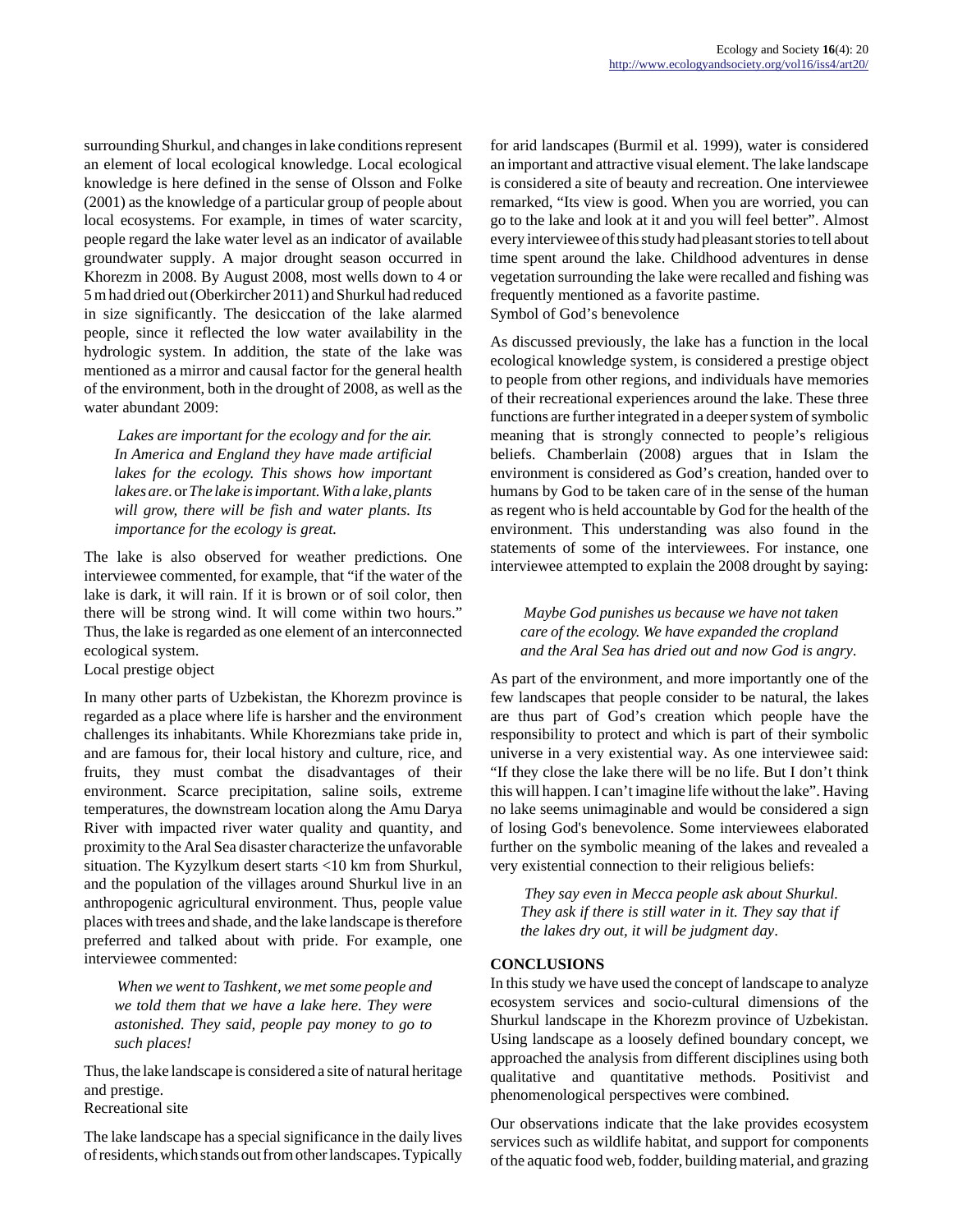surrounding Shurkul, and changes in lake conditions represent an element of local ecological knowledge. Local ecological knowledge is here defined in the sense of Olsson and Folke (2001) as the knowledge of a particular group of people about local ecosystems. For example, in times of water scarcity, people regard the lake water level as an indicator of available groundwater supply. A major drought season occurred in Khorezm in 2008. By August 2008, most wells down to 4 or 5 m had dried out (Oberkircher 2011) and Shurkul had reduced in size significantly. The desiccation of the lake alarmed people, since it reflected the low water availability in the hydrologic system. In addition, the state of the lake was mentioned as a mirror and causal factor for the general health of the environment, both in the drought of 2008, as well as the water abundant 2009:

> *Lakes are important for the ecology and for the air. In America and England they have made artificial lakes for the ecology. This shows how important lakes are.* or *The lake is important. With a lake, plants will grow, there will be fish and water plants. Its importance for the ecology is great.*

The lake is also observed for weather predictions. One interviewee commented, for example, that "if the water of the lake is dark, it will rain. If it is brown or of soil color, then there will be strong wind. It will come within two hours." Thus, the lake is regarded as one element of an interconnected ecological system.

Local prestige object

In many other parts of Uzbekistan, the Khorezm province is regarded as a place where life is harsher and the environment challenges its inhabitants. While Khorezmians take pride in, and are famous for, their local history and culture, rice, and fruits, they must combat the disadvantages of their environment. Scarce precipitation, saline soils, extreme temperatures, the downstream location along the Amu Darya River with impacted river water quality and quantity, and proximity to the Aral Sea disaster characterize the unfavorable situation. The Kyzylkum desert starts <10 km from Shurkul, and the population of the villages around Shurkul live in an anthropogenic agricultural environment. Thus, people value places with trees and shade, and the lake landscape is therefore preferred and talked about with pride. For example, one interviewee commented:

> *When we went to Tashkent, we met some people and we told them that we have a lake here. They were astonished. They said, people pay money to go to such places!*

Thus, the lake landscape is considered a site of natural heritage and prestige.

Recreational site

The lake landscape has a special significance in the daily lives of residents, which stands out from other landscapes. Typically for arid landscapes (Burmil et al. 1999), water is considered an important and attractive visual element. The lake landscape is considered a site of beauty and recreation. One interviewee remarked, "Its view is good. When you are worried, you can go to the lake and look at it and you will feel better". Almost every interviewee of this study had pleasant stories to tell about time spent around the lake. Childhood adventures in dense vegetation surrounding the lake were recalled and fishing was frequently mentioned as a favorite pastime.

Symbol of God's benevolence

As discussed previously, the lake has a function in the local ecological knowledge system, is considered a prestige object to people from other regions, and individuals have memories of their recreational experiences around the lake. These three functions are further integrated in a deeper system of symbolic meaning that is strongly connected to people's religious beliefs. Chamberlain (2008) argues that in Islam the environment is considered as God's creation, handed over to humans by God to be taken care of in the sense of the human as regent who is held accountable by God for the health of the environment. This understanding was also found in the statements of some of the interviewees. For instance, one interviewee attempted to explain the 2008 drought by saying:

> *Maybe God punishes us because we have not taken care of the ecology. We have expanded the cropland and the Aral Sea has dried out and now God is angry.*

As part of the environment, and more importantly one of the few landscapes that people consider to be natural, the lakes are thus part of God's creation which people have the responsibility to protect and which is part of their symbolic universe in a very existential way. As one interviewee said: "If they close the lake there will be no life. But I don't think this will happen. I can't imagine life without the lake". Having no lake seems unimaginable and would be considered a sign of losing God's benevolence. Some interviewees elaborated further on the symbolic meaning of the lakes and revealed a very existential connection to their religious beliefs:

> *They say even in Mecca people ask about Shurkul. They ask if there is still water in it. They say that if the lakes dry out, it will be judgment day.*

## CONCLUSIONS

In this study we have used the concept of landscape to analyze ecosystem services and socio-cultural dimensions of the Shurkul landscape in the Khorezm province of Uzbekistan. Using landscape as a loosely defined boundary concept, we approached the analysis from different disciplines using both qualitative and quantitative methods. Positivist and phenomenological perspectives were combined.

Our observations indicate that the lake provides ecosystem services such as wildlife habitat, and support for components of the aquatic food web, fodder, building material, and grazing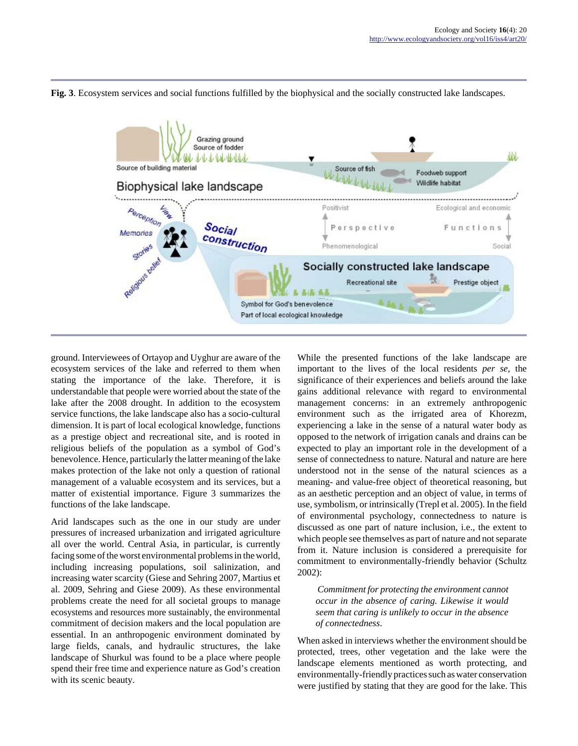**Fig. 3**. Ecosystem services and social functions fulfilled by the biophysical and the socially constructed lake landscapes.

ground. Interviewees of Ortayop and Uyghur are aware of the ecosystem services of the lake and referred to them when stating the importance of the lake. Therefore, it is understandable that people were worried about the state of the lake after the 2008 drought. In addition to the ecosystem service functions, the lake landscape also has a socio-cultural dimension. It is part of local ecological knowledge, functions as a prestige object and recreational site, and is rooted in religious beliefs of the population as a symbol of God's benevolence. Hence, particularly the latter meaning of the lake makes protection of the lake not only a question of rational management of a valuable ecosystem and its services, but a matter of existential importance. Figure 3 summarizes the functions of the lake landscape.

Arid landscapes such as the one in our study are under pressures of increased urbanization and irrigated agriculture all over the world. Central Asia, in particular, is currently facing some of the worst environmental problems in the world, including increasing populations, soil salinization, and increasing water scarcity (Giese and Sehring 2007, Martius et al. 2009, Sehring and Giese 2009). As these environmental problems create the need for all societal groups to manage ecosystems and resources more sustainably, the environmental commitment of decision makers and the local population are essential. In an anthropogenic environment dominated by large fields, canals, and hydraulic structures, the lake landscape of Shurkul was found to be a place where people spend their free time and experience nature as God's creation with its scenic beauty.

While the presented functions of the lake landscape are important to the lives of the local residents *per se*, the significance of their experiences and beliefs around the lake gains additional relevance with regard to environmental management concerns: in an extremely anthropogenic environment such as the irrigated area of Khorezm, experiencing a lake in the sense of a natural water body as opposed to the network of irrigation canals and drains can be expected to play an important role in the development of a sense of connectedness to nature. Natural and nature are here understood not in the sense of the natural sciences as a meaning- and value-free object of theoretical reasoning, but as an aesthetic perception and an object of value, in terms of use, symbolism, or intrinsically (Trepl et al. 2005). In the field of environmental psychology, connectedness to nature is discussed as one part of nature inclusion, i.e., the extent to which people see themselves as part of nature and not separate from it. Nature inclusion is considered a prerequisite for commitment to environmentally-friendly behavior (Schultz 2002):

> *Commitment for protecting the environment cannot occur in the absence of caring. Likewise it would seem that caring is unlikely to occur in the absence of connectedness.*

When asked in interviews whether the environment should be protected, trees, other vegetation and the lake were the landscape elements mentioned as worth protecting, and environmentally-friendly practices such as water conservation were justified by stating that they are good for the lake. This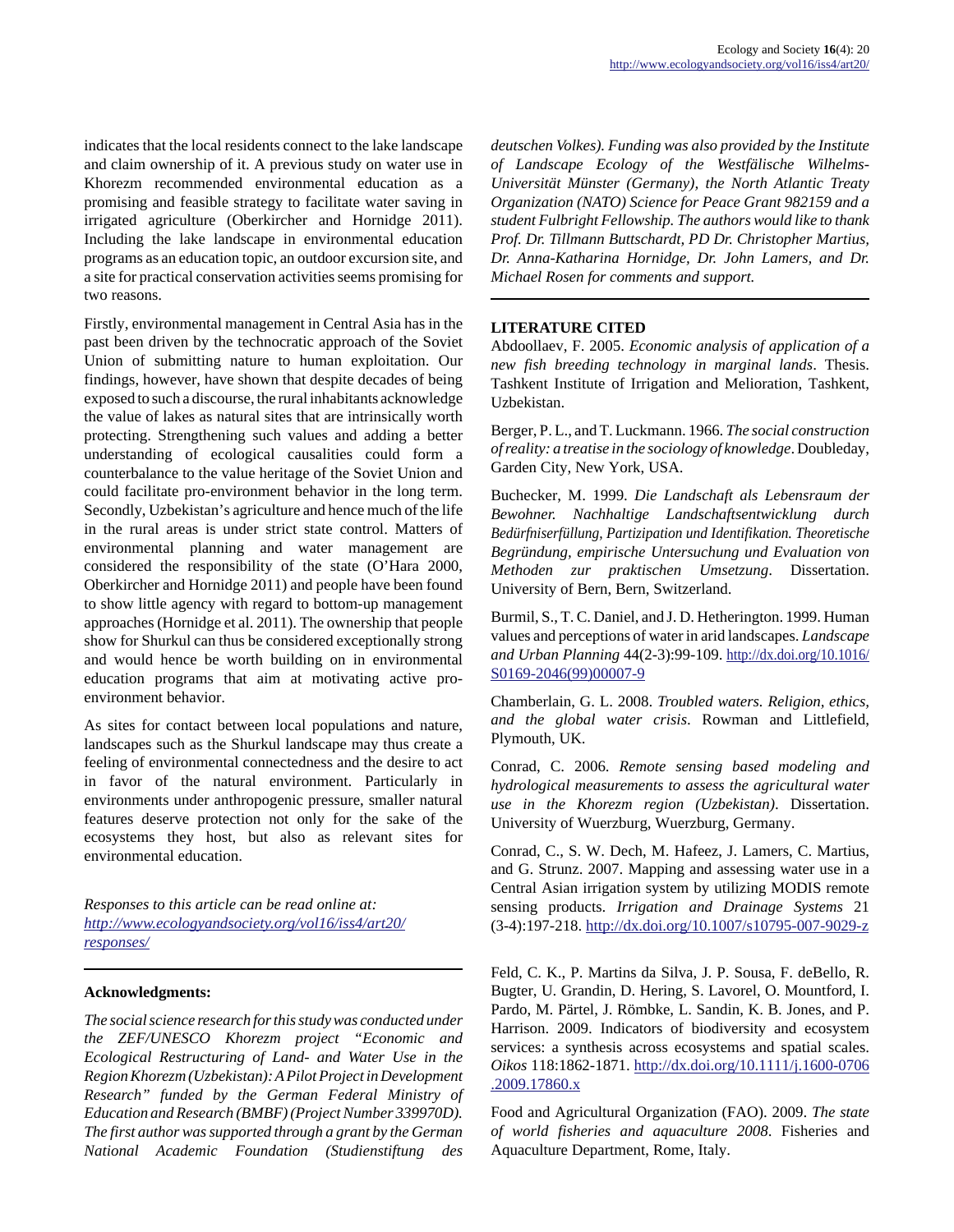indicates that the local residents connect to the lake landscape and claim ownership of it. A previous study on water use in Khorezm recommended environmental education as a promising and feasible strategy to facilitate water saving in irrigated agriculture (Oberkircher and Hornidge 2011). Including the lake landscape in environmental education programs as an education topic, an outdoor excursion site, and a site for practical conservation activities seems promising for two reasons.

Firstly, environmental management in Central Asia has in the past been driven by the technocratic approach of the Soviet Union of submitting nature to human exploitation. Our findings, however, have shown that despite decades of being exposed to such a discourse, the rural inhabitants acknowledge the value of lakes as natural sites that are intrinsically worth protecting. Strengthening such values and adding a better understanding of ecological causalities could form a counterbalance to the value heritage of the Soviet Union and could facilitate pro-environment behavior in the long term. Secondly, Uzbekistan's agriculture and hence much of the life in the rural areas is under strict state control. Matters of environmental planning and water management are considered the responsibility of the state (O'Hara 2000, Oberkircher and Hornidge 2011) and people have been found to show little agency with regard to bottom-up management approaches (Hornidge et al. 2011). The ownership that people show for Shurkul can thus be considered exceptionally strong and would hence be worth building on in environmental education programs that aim at motivating active pro-environment behavior.

As sites for contact between local populations and nature, landscapes such as the Shurkul landscape may thus create a feeling of environmental connectedness and the desire to act in favor of the natural environment. Particularly in environments under anthropogenic pressure, smaller natural features deserve protection not only for the sake of the ecosystems they host, but also as relevant sites for environmental education.

*Responses to this article can be read online at:*
*http://www.ecologyandsociety.org/vol16/iss4/art20/responses/*

**Acknowledgments:**

*The social science research for this study was conducted under the ZEF/UNESCO Khorezm project "Economic and Ecological Restructuring of Land- and Water Use in the Region Khorezm (Uzbekistan): A Pilot Project in Development Research" funded by the German Federal Ministry of Education and Research (BMBF) (Project Number 339970D). The first author was supported through a grant by the German National Academic Foundation (Studienstiftung des deutschen Volkes). Funding was also provided by the Institute of Landscape Ecology of the Westfälische Wilhelms-Universität Münster (Germany), the North Atlantic Treaty Organization (NATO) Science for Peace Grant 982159 and a student Fulbright Fellowship. The authors would like to thank Prof. Dr. Tillmann Buttschardt, PD Dr. Christopher Martius, Dr. Anna-Katharina Hornidge, Dr. John Lamers, and Dr. Michael Rosen for comments and support.*

## LITERATURE CITED

Abdoollaev, F. 2005. *Economic analysis of application of a new fish breeding technology in marginal lands*. Thesis. Tashkent Institute of Irrigation and Melioration, Tashkent, Uzbekistan.

Berger, P. L., and T. Luckmann. 1966. *The social construction of reality: a treatise in the sociology of knowledge*. Doubleday, Garden City, New York, USA.

Buchecker, M. 1999. *Die Landschaft als Lebensraum der Bewohner. Nachhaltige Landschaftsentwicklung durch Bedürfniserfüllung, Partizipation und Identifikation. Theoretische Begründung, empirische Untersuchung und Evaluation von Methoden zur praktischen Umsetzung*. Dissertation. University of Bern, Bern, Switzerland.

Burmil, S., T. C. Daniel, and J. D. Hetherington. 1999. Human values and perceptions of water in arid landscapes. *Landscape and Urban Planning* 44(2-3):99-109. http://dx.doi.org/10.1016/S0169-2046(99)00007-9

Chamberlain, G. L. 2008. *Troubled waters. Religion, ethics, and the global water crisis*. Rowman and Littlefield, Plymouth, UK.

Conrad, C. 2006. *Remote sensing based modeling and hydrological measurements to assess the agricultural water use in the Khorezm region (Uzbekistan)*. Dissertation. University of Wuerzburg, Wuerzburg, Germany.

Conrad, C., S. W. Dech, M. Hafeez, J. Lamers, C. Martius, and G. Strunz. 2007. Mapping and assessing water use in a Central Asian irrigation system by utilizing MODIS remote sensing products. *Irrigation and Drainage Systems* 21 (3-4):197-218. http://dx.doi.org/10.1007/s10795-007-9029-z

Feld, C. K., P. Martins da Silva, J. P. Sousa, F. deBello, R. Bugter, U. Grandin, D. Hering, S. Lavorel, O. Mountford, I. Pardo, M. Pärtel, J. Römbke, L. Sandin, K. B. Jones, and P. Harrison. 2009. Indicators of biodiversity and ecosystem services: a synthesis across ecosystems and spatial scales. *Oikos* 118:1862-1871. http://dx.doi.org/10.1111/j.1600-0706.2009.17860.x

Food and Agricultural Organization (FAO). 2009. *The state of world fisheries and aquaculture 2008*. Fisheries and Aquaculture Department, Rome, Italy.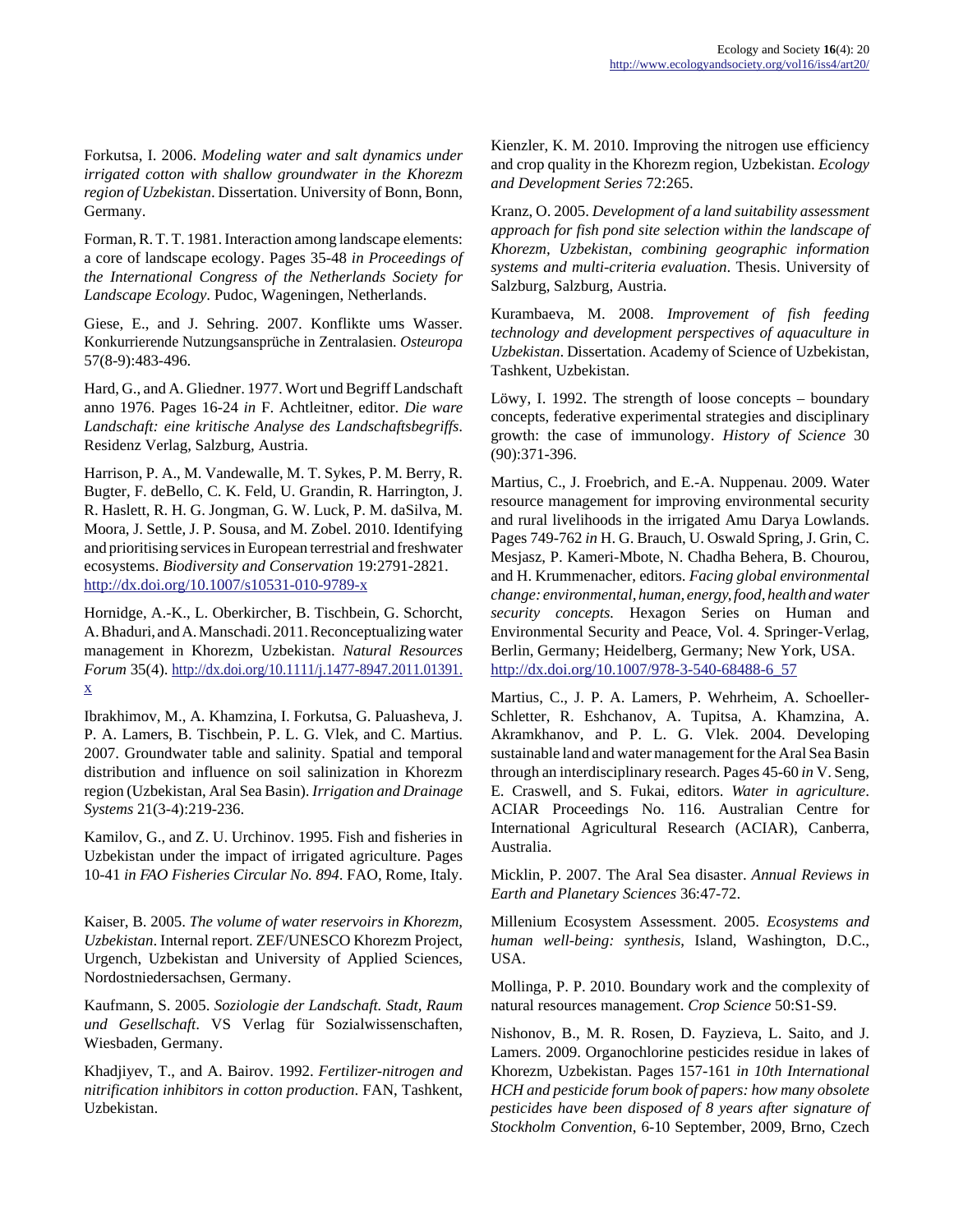Forkutsa, I. 2006. *Modeling water and salt dynamics under irrigated cotton with shallow groundwater in the Khorezm region of Uzbekistan*. Dissertation. University of Bonn, Bonn, Germany.

Forman, R. T. T. 1981. Interaction among landscape elements: a core of landscape ecology. Pages 35-48 *in Proceedings of the International Congress of the Netherlands Society for Landscape Ecology*. Pudoc, Wageningen, Netherlands.

Giese, E., and J. Sehring. 2007. Konflikte ums Wasser. Konkurrierende Nutzungsansprüche in Zentralasien. *Osteuropa* 57(8-9):483-496.

Hard, G., and A. Gliedner. 1977. Wort und Begriff Landschaft anno 1976. Pages 16-24 *in* F. Achtleitner, editor. *Die ware Landschaft: eine kritische Analyse des Landschaftsbegriffs*. Residenz Verlag, Salzburg, Austria.

Harrison, P. A., M. Vandewalle, M. T. Sykes, P. M. Berry, R. Bugter, F. deBello, C. K. Feld, U. Grandin, R. Harrington, J. R. Haslett, R. H. G. Jongman, G. W. Luck, P. M. daSilva, M. Moora, J. Settle, J. P. Sousa, and M. Zobel. 2010. Identifying and prioritising services in European terrestrial and freshwater ecosystems. *Biodiversity and Conservation* 19:2791-2821. http://dx.doi.org/10.1007/s10531-010-9789-x

Hornidge, A.-K., L. Oberkircher, B. Tischbein, G. Schorcht, A. Bhaduri, and A. Manschadi. 2011. Reconceptualizing water management in Khorezm, Uzbekistan. *Natural Resources Forum* 35(4). http://dx.doi.org/10.1111/j.1477-8947.2011.01391.x

Ibrakhimov, M., A. Khamzina, I. Forkutsa, G. Paluasheva, J. P. A. Lamers, B. Tischbein, P. L. G. Vlek, and C. Martius. 2007. Groundwater table and salinity. Spatial and temporal distribution and influence on soil salinization in Khorezm region (Uzbekistan, Aral Sea Basin). *Irrigation and Drainage Systems* 21(3-4):219-236.

Kamilov, G., and Z. U. Urchinov. 1995. Fish and fisheries in Uzbekistan under the impact of irrigated agriculture. Pages 10-41 *in FAO Fisheries Circular No. 894*. FAO, Rome, Italy.

Kaiser, B. 2005. *The volume of water reservoirs in Khorezm, Uzbekistan*. Internal report. ZEF/UNESCO Khorezm Project, Urgench, Uzbekistan and University of Applied Sciences, Nordostniedersachsen, Germany.

Kaufmann, S. 2005. *Soziologie der Landschaft. Stadt, Raum und Gesellschaft*. VS Verlag für Sozialwissenschaften, Wiesbaden, Germany.

Khadjiyev, T., and A. Bairov. 1992. *Fertilizer-nitrogen and nitrification inhibitors in cotton production*. FAN, Tashkent, Uzbekistan.

Kienzler, K. M. 2010. Improving the nitrogen use efficiency and crop quality in the Khorezm region, Uzbekistan. *Ecology and Development Series* 72:265.

Kranz, O. 2005. *Development of a land suitability assessment approach for fish pond site selection within the landscape of Khorezm, Uzbekistan, combining geographic information systems and multi-criteria evaluation*. Thesis. University of Salzburg, Salzburg, Austria.

Kurambaeva, M. 2008. *Improvement of fish feeding technology and development perspectives of aquaculture in Uzbekistan*. Dissertation. Academy of Science of Uzbekistan, Tashkent, Uzbekistan.

Löwy, I. 1992. The strength of loose concepts – boundary concepts, federative experimental strategies and disciplinary growth: the case of immunology. *History of Science* 30 (90):371-396.

Martius, C., J. Froebrich, and E.-A. Nuppenau. 2009. Water resource management for improving environmental security and rural livelihoods in the irrigated Amu Darya Lowlands. Pages 749-762 *in* H. G. Brauch, U. Oswald Spring, J. Grin, C. Mesjasz, P. Kameri-Mbote, N. Chadha Behera, B. Chourou, and H. Krummenacher, editors. *Facing global environmental change: environmental, human, energy, food, health and water security concepts.* Hexagon Series on Human and Environmental Security and Peace, Vol. 4. Springer-Verlag, Berlin, Germany; Heidelberg, Germany; New York, USA. http://dx.doi.org/10.1007/978-3-540-68488-6_57

Martius, C., J. P. A. Lamers, P. Wehrheim, A. Schoeller-Schletter, R. Eshchanov, A. Tupitsa, A. Khamzina, A. Akramkhanov, and P. L. G. Vlek. 2004. Developing sustainable land and water management for the Aral Sea Basin through an interdisciplinary research. Pages 45-60 *in* V. Seng, E. Craswell, and S. Fukai, editors. *Water in agriculture*. ACIAR Proceedings No. 116. Australian Centre for International Agricultural Research (ACIAR), Canberra, Australia.

Micklin, P. 2007. The Aral Sea disaster. *Annual Reviews in Earth and Planetary Sciences* 36:47-72.

Millenium Ecosystem Assessment. 2005. *Ecosystems and human well-being: synthesis*, Island, Washington, D.C., USA.

Mollinga, P. P. 2010. Boundary work and the complexity of natural resources management. *Crop Science* 50:S1-S9.

Nishonov, B., M. R. Rosen, D. Fayzieva, L. Saito, and J. Lamers. 2009. Organochlorine pesticides residue in lakes of Khorezm, Uzbekistan. Pages 157-161 *in 10th International HCH and pesticide forum book of papers: how many obsolete pesticides have been disposed of 8 years after signature of Stockholm Convention*, 6-10 September, 2009, Brno, Czech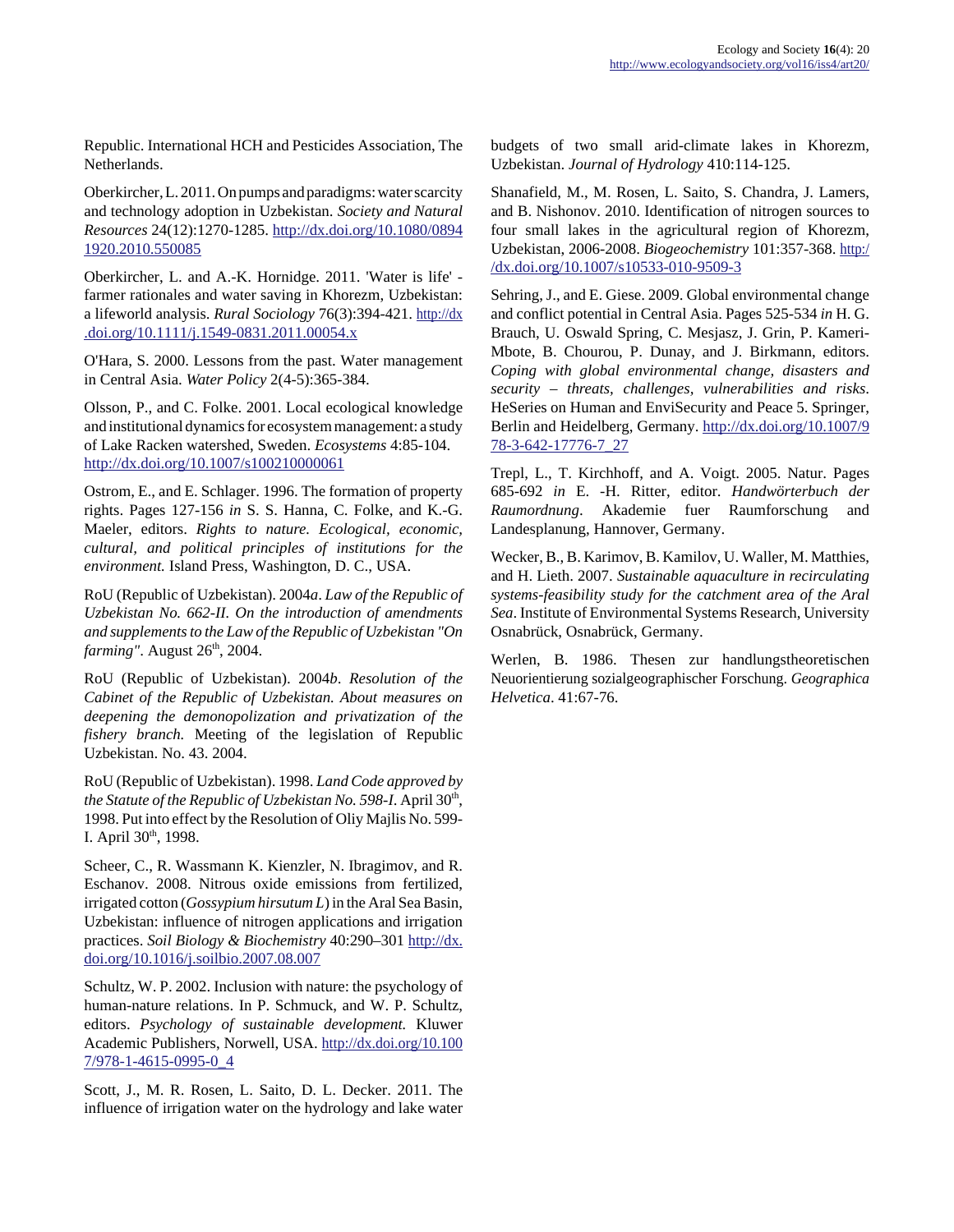Republic. International HCH and Pesticides Association, The Netherlands.

Oberkircher, L. 2011. On pumps and paradigms: water scarcity and technology adoption in Uzbekistan. *Society and Natural Resources* 24(12):1270-1285. http://dx.doi.org/10.1080/08941920.2010.550085

Oberkircher, L. and A.-K. Hornidge. 2011. 'Water is life' - farmer rationales and water saving in Khorezm, Uzbekistan: a lifeworld analysis. *Rural Sociology* 76(3):394-421. http://dx.doi.org/10.1111/j.1549-0831.2011.00054.x

O'Hara, S. 2000. Lessons from the past. Water management in Central Asia. *Water Policy* 2(4-5):365-384.

Olsson, P., and C. Folke. 2001. Local ecological knowledge and institutional dynamics for ecosystem management: a study of Lake Racken watershed, Sweden. *Ecosystems* 4:85-104. http://dx.doi.org/10.1007/s100210000061

Ostrom, E., and E. Schlager. 1996. The formation of property rights. Pages 127-156 *in* S. S. Hanna, C. Folke, and K.-G. Maeler, editors. *Rights to nature. Ecological, economic, cultural, and political principles of institutions for the environment.* Island Press, Washington, D. C., USA.

RoU (Republic of Uzbekistan). 2004*a*. *Law of the Republic of Uzbekistan No. 662-II. On the introduction of amendments and supplements to the Law of the Republic of Uzbekistan "On farming"*. August 26th, 2004.

RoU (Republic of Uzbekistan). 2004*b*. *Resolution of the Cabinet of the Republic of Uzbekistan. About measures on deepening the demonopolization and privatization of the fishery branch.* Meeting of the legislation of Republic Uzbekistan. No. 43. 2004.

RoU (Republic of Uzbekistan). 1998. *Land Code approved by the Statute of the Republic of Uzbekistan No. 598-I.* April 30th, 1998. Put into effect by the Resolution of Oliy Majlis No. 599-I. April 30th, 1998.

Scheer, C., R. Wassmann K. Kienzler, N. Ibragimov, and R. Eschanov. 2008. Nitrous oxide emissions from fertilized, irrigated cotton (*Gossypium hirsutum L*) in the Aral Sea Basin, Uzbekistan: influence of nitrogen applications and irrigation practices. *Soil Biology & Biochemistry* 40:290–301 http://dx.doi.org/10.1016/j.soilbio.2007.08.007

Schultz, W. P. 2002. Inclusion with nature: the psychology of human-nature relations. In P. Schmuck, and W. P. Schultz, editors. *Psychology of sustainable development.* Kluwer Academic Publishers, Norwell, USA. http://dx.doi.org/10.1007/978-1-4615-0995-0_4

Scott, J., M. R. Rosen, L. Saito, D. L. Decker. 2011. The influence of irrigation water on the hydrology and lake water budgets of two small arid-climate lakes in Khorezm, Uzbekistan. *Journal of Hydrology* 410:114-125.

Shanafield, M., M. Rosen, L. Saito, S. Chandra, J. Lamers, and B. Nishonov. 2010. Identification of nitrogen sources to four small lakes in the agricultural region of Khorezm, Uzbekistan, 2006-2008. *Biogeochemistry* 101:357-368. http://dx.doi.org/10.1007/s10533-010-9509-3

Sehring, J., and E. Giese. 2009. Global environmental change and conflict potential in Central Asia. Pages 525-534 *in* H. G. Brauch, U. Oswald Spring, C. Mesjasz, J. Grin, P. Kameri-Mbote, B. Chourou, P. Dunay, and J. Birkmann, editors. *Coping with global environmental change, disasters and security – threats, challenges, vulnerabilities and risks*. HeSeries on Human and EnviSecurity and Peace 5. Springer, Berlin and Heidelberg, Germany. http://dx.doi.org/10.1007/978-3-642-17776-7_27

Trepl, L., T. Kirchhoff, and A. Voigt. 2005. Natur. Pages 685-692 *in* E. -H. Ritter, editor. *Handwörterbuch der Raumordnung*. Akademie fuer Raumforschung and Landesplanung, Hannover, Germany.

Wecker, B., B. Karimov, B. Kamilov, U. Waller, M. Matthies, and H. Lieth. 2007. *Sustainable aquaculture in recirculating systems-feasibility study for the catchment area of the Aral Sea*. Institute of Environmental Systems Research, University Osnabrück, Osnabrück, Germany.

Werlen, B. 1986. Thesen zur handlungstheoretischen Neuorientierung sozialgeographischer Forschung. *Geographica Helvetica*. 41:67-76.